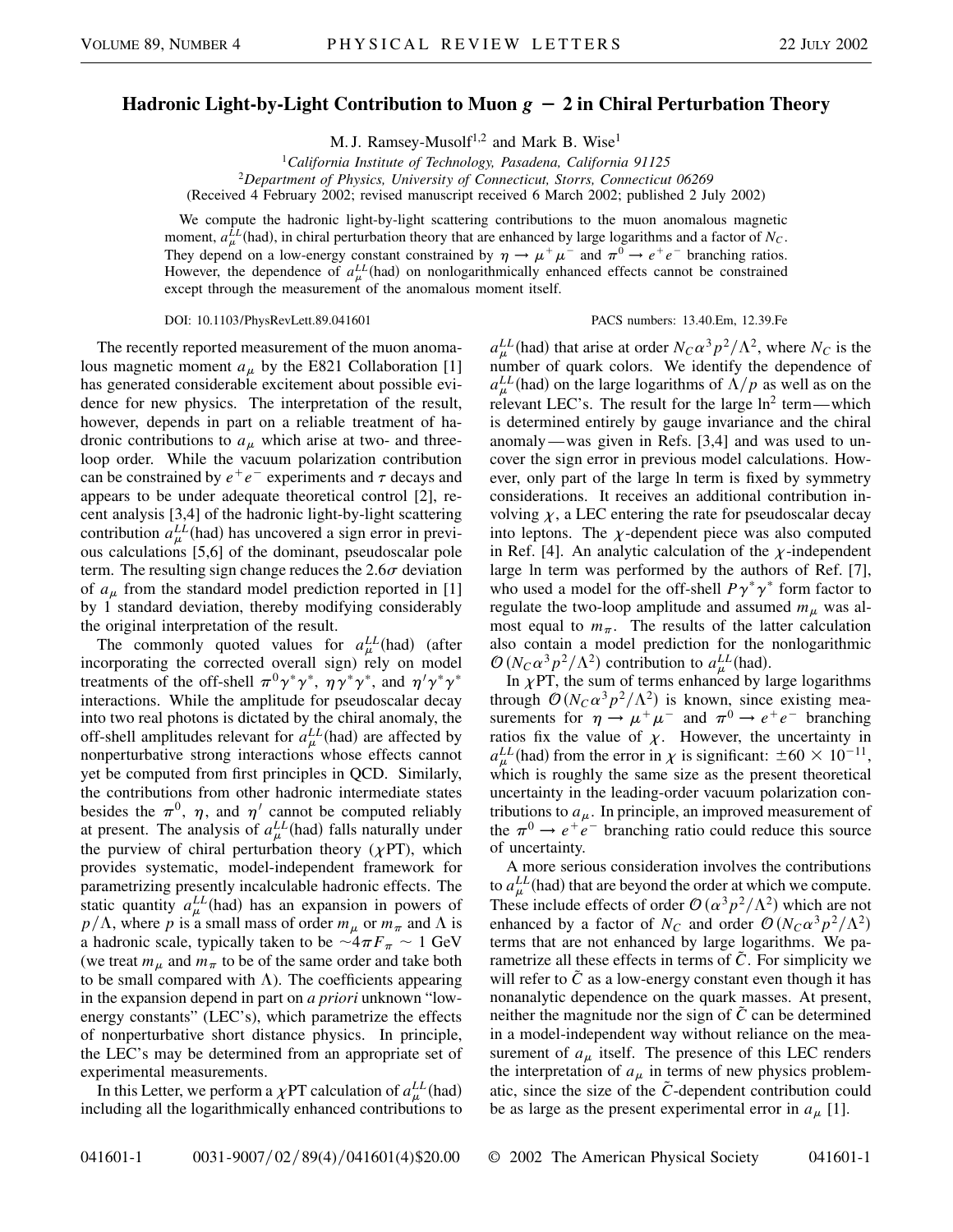# Hadronic Light-by-Light Contribution to Muon $g-2$ in Chiral Perturbation Theory

M. J. Ramsey-Musolf[1,2] and Mark B. Wise[1]

[1]*California Institute of Technology, Pasadena, California 91125*

[2]*Department of Physics, University of Connecticut, Storrs, Connecticut 06269*

(Received 4 February 2002; revised manuscript received 6 March 2002; published 2 July 2002)

We compute the hadronic light-by-light scattering contributions to the muon anomalous magnetic moment, $a_\mu^{LL}(\text{had})$, in chiral perturbation theory that are enhanced by large logarithms and a factor of $N_C$. They depend on a low-energy constant constrained by $\eta \to \mu^+\mu^-$ and $\pi^0 \to e^+e^-$ branching ratios. However, the dependence of $a_\mu^{LL}(\text{had})$ on nonlogarithmically enhanced effects cannot be constrained except through the measurement of the anomalous moment itself.

DOI: 10.1103/PhysRevLett.89.041601 PACS numbers: 13.40.Em, 12.39.Fe

The recently reported measurement of the muon anomalous magnetic moment $a_\mu$ by the E821 Collaboration [1] has generated considerable excitement about possible evidence for new physics. The interpretation of the result, however, depends in part on a reliable treatment of hadronic contributions to $a_\mu$ which arise at two- and three-loop order. While the vacuum polarization contribution can be constrained by $e^+e^-$ experiments and $\tau$ decays and appears to be under adequate theoretical control [2], recent analysis [3,4] of the hadronic light-by-light scattering contribution $a_\mu^{LL}(\text{had})$ has uncovered a sign error in previous calculations [5,6] of the dominant, pseudoscalar pole term. The resulting sign change reduces the $2.6\sigma$ deviation of $a_\mu$ from the standard model prediction reported in [1] by 1 standard deviation, thereby modifying considerably the original interpretation of the result.

The commonly quoted values for $a_\mu^{LL}(\text{had})$ (after incorporating the corrected overall sign) rely on model treatments of the off-shell $\pi^0\gamma^*\gamma^*$, $\eta\gamma^*\gamma^*$, and $\eta'\gamma^*\gamma^*$ interactions. While the amplitude for pseudoscalar decay into two real photons is dictated by the chiral anomaly, the off-shell amplitudes relevant for $a_\mu^{LL}(\text{had})$ are affected by nonperturbative strong interactions whose effects cannot yet be computed from first principles in QCD. Similarly, the contributions from other hadronic intermediate states besides the $\pi^0$, $\eta$, and $\eta'$ cannot be computed reliably at present. The analysis of $a_\mu^{LL}(\text{had})$ falls naturally under the purview of chiral perturbation theory ($\chi$PT), which provides systematic, model-independent framework for parametrizing presently incalculable hadronic effects. The static quantity $a_\mu^{LL}(\text{had})$ has an expansion in powers of $p/\Lambda$, where $p$ is a small mass of order $m_\mu$ or $m_\pi$ and $\Lambda$ is a hadronic scale, typically taken to be $\sim 4\pi F_\pi \sim 1$ GeV (we treat $m_\mu$ and $m_\pi$ to be of the same order and take both to be small compared with $\Lambda$). The coefficients appearing in the expansion depend in part on *a priori* unknown "low-energy constants" (LEC's), which parametrize the effects of nonperturbative short distance physics. In principle, the LEC's may be determined from an appropriate set of experimental measurements.

In this Letter, we perform a $\chi$PT calculation of $a_\mu^{LL}(\text{had})$ including all the logarithmically enhanced contributions to $a_\mu^{LL}(\text{had})$ that arise at order $N_C\alpha^3 p^2/\Lambda^2$, where $N_C$ is the number of quark colors. We identify the dependence of $a_\mu^{LL}(\text{had})$ on the large logarithms of $\Lambda/p$ as well as on the relevant LEC's. The result for the large $\ln^2$ term—which is determined entirely by gauge invariance and the chiral anomaly—was given in Refs. [3,4] and was used to uncover the sign error in previous model calculations. However, only part of the large ln term is fixed by symmetry considerations. It receives an additional contribution involving $\chi$, a LEC entering the rate for pseudoscalar decay into leptons. The $\chi$-dependent piece was also computed in Ref. [4]. An analytic calculation of the $\chi$-independent large ln term was performed by the authors of Ref. [7], who used a model for the off-shell $P\gamma^*\gamma^*$ form factor to regulate the two-loop amplitude and assumed $m_\mu$ was almost equal to $m_\pi$. The results of the latter calculation also contain a model prediction for the nonlogarithmic $\mathcal{O}(N_C\alpha^3 p^2/\Lambda^2)$ contribution to $a_\mu^{LL}(\text{had})$.

In $\chi$PT, the sum of terms enhanced by large logarithms through $\mathcal{O}(N_C\alpha^3 p^2/\Lambda^2)$ is known, since existing measurements for $\eta \to \mu^+\mu^-$ and $\pi^0 \to e^+e^-$ branching ratios fix the value of $\chi$. However, the uncertainty in $a_\mu^{LL}(\text{had})$ from the error in $\chi$ is significant: $\pm 60 \times 10^{-11}$, which is roughly the same size as the present theoretical uncertainty in the leading-order vacuum polarization contributions to $a_\mu$. In principle, an improved measurement of the $\pi^0 \to e^+e^-$ branching ratio could reduce this source of uncertainty.

A more serious consideration involves the contributions to $a_\mu^{LL}(\text{had})$ that are beyond the order at which we compute. These include effects of order $\mathcal{O}(\alpha^3 p^2/\Lambda^2)$ which are not enhanced by a factor of $N_C$ and order $\mathcal{O}(N_C\alpha^3 p^2/\Lambda^2)$ terms that are not enhanced by large logarithms. We parametrize all these effects in terms of $\tilde{C}$. For simplicity we will refer to $\tilde{C}$ as a low-energy constant even though it has nonanalytic dependence on the quark masses. At present, neither the magnitude nor the sign of $\tilde{C}$ can be determined in a model-independent way without reliance on the measurement of $a_\mu$ itself. The presence of this LEC renders the interpretation of $a_\mu$ in terms of new physics problematic, since the size of the $\tilde{C}$-dependent contribution could be as large as the present experimental error in $a_\mu$ [1].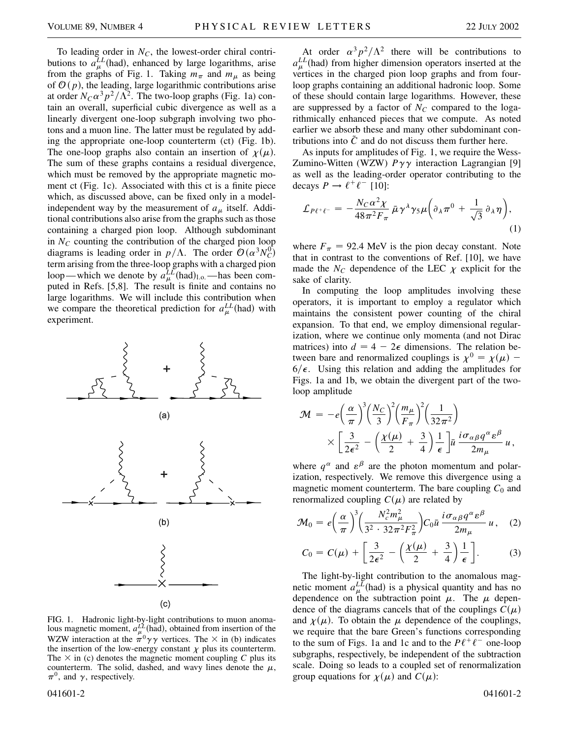To leading order in $N_C$, the lowest-order chiral contributions to $a_\mu^{LL}(\text{had})$, enhanced by large logarithms, arise from the graphs of Fig. 1. Taking $m_\pi$ and $m_\mu$ as being of $\mathcal{O}(p)$, the leading, large logarithmic contributions arise at order $N_C\alpha^3 p^2/\Lambda^2$. The two-loop graphs (Fig. 1a) contain an overall, superficial cubic divergence as well as a linearly divergent one-loop subgraph involving two photons and a muon line. The latter must be regulated by adding the appropriate one-loop counterterm (ct) (Fig. 1b). The one-loop graphs also contain an insertion of $\chi(\mu)$. The sum of these graphs contains a residual divergence, which must be removed by the appropriate magnetic moment ct (Fig. 1c). Associated with this ct is a finite piece which, as discussed above, can be fixed only in a model-independent way by the measurement of $a_\mu$ itself. Additional contributions also arise from the graphs such as those containing a charged pion loop. Although subdominant in $N_C$ counting the contribution of the charged pion loop diagrams is leading order in $p/\Lambda$. The order $\mathcal{O}(\alpha^3 N_C^0)$ term arising from the three-loop graphs with a charged pion loop—which we denote by $a_\mu^{LL}(\text{had})_{\text{l.o.}}$—has been computed in Refs. [5,8]. The result is finite and contains no large logarithms. We will include this contribution when we compare the theoretical prediction for $a_\mu^{LL}(\text{had})$ with experiment.

FIG. 1. Hadronic light-by-light contributions to muon anomalous magnetic moment, $a_\mu^{LL}(\text{had})$, obtained from insertion of the WZW interaction at the $\pi^0\gamma\gamma$ vertices. The $\times$ in (b) indicates the insertion of the low-energy constant $\chi$ plus its counterterm. The $\times$ in (c) denotes the magnetic moment coupling $C$ plus its counterterm. The solid, dashed, and wavy lines denote the $\mu$, $\pi^0$, and $\gamma$, respectively.

At order $\alpha^3 p^2/\Lambda^2$ there will be contributions to $a_\mu^{LL}(\text{had})$ from higher dimension operators inserted at the vertices in the charged pion loop graphs and from four-loop graphs containing an additional hadronic loop. Some of these should contain large logarithms. However, these are suppressed by a factor of $N_C$ compared to the logarithmically enhanced pieces that we compute. As noted earlier we absorb these and many other subdominant contributions into $\tilde{C}$ and do not discuss them further here.

As inputs for amplitudes of Fig. 1, we require the Wess-Zumino-Witten (WZW) $P\gamma\gamma$ interaction Lagrangian [9] as well as the leading-order operator contributing to the decays $P \to \ell^+\ell^-$ [10]:

$$\mathcal{L}_{P\ell^+\ell^-} = -\frac{N_C\alpha^2\chi}{48\pi^2 F_\pi}\,\bar{\mu}\gamma^\lambda\gamma_5\mu\left(\partial_\lambda\pi^0 + \frac{1}{\sqrt{3}}\,\partial_\lambda\eta\right), \tag{1}$$

where $F_\pi = 92.4$ MeV is the pion decay constant. Note that in contrast to the conventions of Ref. [10], we have made the $N_C$ dependence of the LEC $\chi$ explicit for the sake of clarity.

In computing the loop amplitudes involving these operators, it is important to employ a regulator which maintains the consistent power counting of the chiral expansion. To that end, we employ dimensional regularization, where we continue only momenta (and not Dirac matrices) into $d = 4 - 2\epsilon$ dimensions. The relation between bare and renormalized couplings is $\chi^0 = \chi(\mu) - 6/\epsilon$. Using this relation and adding the amplitudes for Figs. 1a and 1b, we obtain the divergent part of the two-loop amplitude

$$\mathcal{M} = -e\left(\frac{\alpha}{\pi}\right)^3\left(\frac{N_C}{3}\right)^2\left(\frac{m_\mu}{F_\pi}\right)^2\left(\frac{1}{32\pi^2}\right) \times\left[\frac{3}{2\epsilon^2} - \left(\frac{\chi(\mu)}{2} + \frac{3}{4}\right)\frac{1}{\epsilon}\right]\bar{u}\,\frac{i\sigma_{\alpha\beta}q^\alpha\varepsilon^\beta}{2m_\mu}\,u,$$

where $q^\alpha$ and $\varepsilon^\beta$ are the photon momentum and polarization, respectively. We remove this divergence using a magnetic moment counterterm. The bare coupling $C_0$ and renormalized coupling $C(\mu)$ are related by

$$\mathcal{M}_0 = e\left(\frac{\alpha}{\pi}\right)^3\left(\frac{N_c^2 m_\mu^2}{3^2\cdot 32\pi^2 F_\pi^2}\right)C_0\bar{u}\,\frac{i\sigma_{\alpha\beta}q^\alpha\varepsilon^\beta}{2m_\mu}\,u, \tag{2}$$

$$C_0 = C(\mu) + \left[\frac{3}{2\epsilon^2} - \left(\frac{\chi(\mu)}{2} + \frac{3}{4}\right)\frac{1}{\epsilon}\right]. \tag{3}$$

The light-by-light contribution to the anomalous magnetic moment $a_\mu^{LL}(\text{had})$ is a physical quantity and has no dependence on the subtraction point $\mu$. The $\mu$ dependence of the diagrams cancels that of the couplings $C(\mu)$ and $\chi(\mu)$. To obtain the $\mu$ dependence of the couplings, we require that the bare Green's functions corresponding to the sum of Figs. 1a and 1c and to the $P\ell^+\ell^-$ one-loop subgraphs, respectively, be independent of the subtraction scale. Doing so leads to a coupled set of renormalization group equations for $\chi(\mu)$ and $C(\mu)$: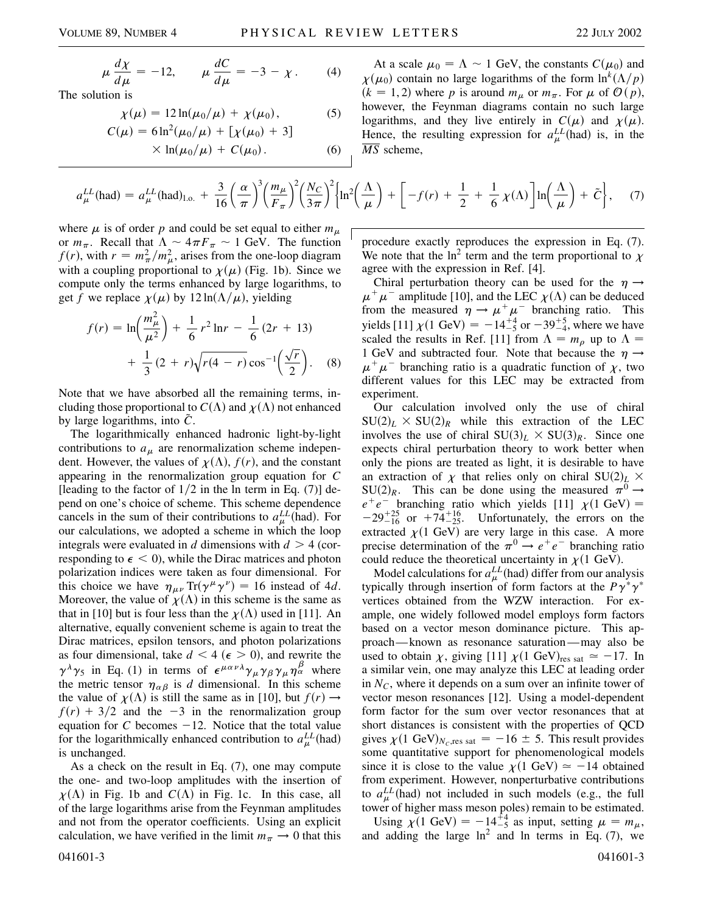$$\mu \frac{d\chi}{d\mu} = -12, \qquad \mu \frac{dC}{d\mu} = -3 - \chi\,. \tag{4}$$

The solution is

$$\chi(\mu) = 12\ln(\mu_0/\mu) + \chi(\mu_0), \tag{5}$$

$$C(\mu) = 6\ln^2(\mu_0/\mu) + [\chi(\mu_0) + 3] \times \ln(\mu_0/\mu) + C(\mu_0)\,. \tag{6}$$

At a scale $\mu_0 = \Lambda \sim 1$ GeV, the constants $C(\mu_0)$ and $\chi(\mu_0)$ contain no large logarithms of the form $\ln^k(\Lambda/p)$ ($k = 1, 2$) where $p$ is around $m_\mu$ or $m_\pi$. For $\mu$ of $\mathcal{O}(p)$, however, the Feynman diagrams contain no such large logarithms, and they live entirely in $C(\mu)$ and $\chi(\mu)$. Hence, the resulting expression for $a_\mu^{LL}(\text{had})$ is, in the $\overline{MS}$ scheme,

$$a_\mu^{LL}(\text{had}) = a_\mu^{LL}(\text{had})_{\text{l.o.}} + \frac{3}{16}\left(\frac{\alpha}{\pi}\right)^3\left(\frac{m_\mu}{F_\pi}\right)^2\left(\frac{N_C}{3\pi}\right)^2\left\{\ln^2\left(\frac{\Lambda}{\mu}\right) + \left[-f(r) + \frac{1}{2} + \frac{1}{6}\chi(\Lambda)\right]\ln\left(\frac{\Lambda}{\mu}\right) + \tilde{C}\right\}, \tag{7}$$

where $\mu$ is of order $p$ and could be set equal to either $m_\mu$ or $m_\pi$. Recall that $\Lambda \sim 4\pi F_\pi \sim 1$ GeV. The function $f(r)$, with $r = m_\pi^2/m_\mu^2$, arises from the one-loop diagram with a coupling proportional to $\chi(\mu)$ (Fig. 1b). Since we compute only the terms enhanced by large logarithms, to get $f$ we replace $\chi(\mu)$ by $12\ln(\Lambda/\mu)$, yielding

$$f(r) = \ln\left(\frac{m_\mu^2}{\mu^2}\right) + \frac{1}{6}r^2\ln r - \frac{1}{6}(2r + 13) + \frac{1}{3}(2 + r)\sqrt{r(4 - r)}\cos^{-1}\left(\frac{\sqrt{r}}{2}\right). \tag{8}$$

Note that we have absorbed all the remaining terms, including those proportional to $C(\Lambda)$ and $\chi(\Lambda)$ not enhanced by large logarithms, into $\tilde{C}$.

The logarithmically enhanced hadronic light-by-light contributions to $a_\mu$ are renormalization scheme independent. However, the values of $\chi(\Lambda)$, $f(r)$, and the constant appearing in the renormalization group equation for $C$ [leading to the factor of $1/2$ in the ln term in Eq. (7)] depend on one's choice of scheme. This scheme dependence cancels in the sum of their contributions to $a_\mu^{LL}(\text{had})$. For our calculations, we adopted a scheme in which the loop integrals were evaluated in $d$ dimensions with $d > 4$ (corresponding to $\epsilon < 0$), while the Dirac matrices and photon polarization indices were taken as four dimensional. For this choice we have $\eta_{\mu\nu}\text{Tr}(\gamma^\mu\gamma^\nu) = 16$ instead of $4d$. Moreover, the value of $\chi(\Lambda)$ in this scheme is the same as that in [10] but is four less than the $\chi(\Lambda)$ used in [11]. An alternative, equally convenient scheme is again to treat the Dirac matrices, epsilon tensors, and photon polarizations as four dimensional, take $d < 4$ ($\epsilon > 0$), and rewrite the $\gamma^\lambda\gamma_5$ in Eq. (1) in terms of $\epsilon^{\mu\alpha\nu\lambda}\gamma_\mu\gamma_\beta\gamma_\mu\eta_\alpha^\beta$ where the metric tensor $\eta_{\alpha\beta}$ is $d$ dimensional. In this scheme the value of $\chi(\Lambda)$ is still the same as in [10], but $f(r) \to f(r) + 3/2$ and the $-3$ in the renormalization group equation for $C$ becomes $-12$. Notice that the total value for the logarithmically enhanced contribution to $a_\mu^{LL}(\text{had})$ is unchanged.

As a check on the result in Eq. (7), one may compute the one- and two-loop amplitudes with the insertion of $\chi(\Lambda)$ in Fig. 1b and $C(\Lambda)$ in Fig. 1c. In this case, all of the large logarithms arise from the Feynman amplitudes and not from the operator coefficients. Using an explicit calculation, we have verified in the limit $m_\pi \to 0$ that this procedure exactly reproduces the expression in Eq. (7). We note that the $\ln^2$ term and the term proportional to $\chi$ agree with the expression in Ref. [4].

Chiral perturbation theory can be used for the $\eta \to \mu^+\mu^-$ amplitude [10], and the LEC $\chi(\Lambda)$ can be deduced from the measured $\eta \to \mu^+\mu^-$ branching ratio. This yields [11] $\chi(1\text{ GeV}) = -14^{+4}_{-5}$ or $-39^{+5}_{-4}$, where we have scaled the results in Ref. [11] from $\Lambda = m_\rho$ up to $\Lambda = 1$ GeV and subtracted four. Note that because the $\eta \to \mu^+\mu^-$ branching ratio is a quadratic function of $\chi$, two different values for this LEC may be extracted from experiment.

Our calculation involved only the use of chiral $SU(2)_L \times SU(2)_R$ while this extraction of the LEC involves the use of chiral $SU(3)_L \times SU(3)_R$. Since one expects chiral perturbation theory to work better when only the pions are treated as light, it is desirable to have an extraction of $\chi$ that relies only on chiral $SU(2)_L \times SU(2)_R$. This can be done using the measured $\pi^0 \to e^+e^-$ branching ratio which yields [11] $\chi(1\text{ GeV}) = -29^{+25}_{-16}$ or $+74^{+16}_{-25}$. Unfortunately, the errors on the extracted $\chi(1\text{ GeV})$ are very large in this case. A more precise determination of the $\pi^0 \to e^+e^-$ branching ratio could reduce the theoretical uncertainty in $\chi(1\text{ GeV})$.

Model calculations for $a_\mu^{LL}(\text{had})$ differ from our analysis typically through insertion of form factors at the $P\gamma^*\gamma^*$ vertices obtained from the WZW interaction. For example, one widely followed model employs form factors based on a vector meson dominance picture. This approach—known as resonance saturation—may also be used to obtain $\chi$, giving [11] $\chi(1\text{ GeV})_{\text{res sat}} \simeq -17$. In a similar vein, one may analyze this LEC at leading order in $N_C$, where it depends on a sum over an infinite tower of vector meson resonances [12]. Using a model-dependent form factor for the sum over vector resonances that at short distances is consistent with the properties of QCD gives $\chi(1\text{ GeV})_{N_C,\text{res sat}} = -16 \pm 5$. This result provides some quantitative support for phenomenological models since it is close to the value $\chi(1\text{ GeV}) \simeq -14$ obtained from experiment. However, nonperturbative contributions to $a_\mu^{LL}(\text{had})$ not included in such models (e.g., the full tower of higher mass meson poles) remain to be estimated.

Using $\chi(1\text{ GeV}) = -14^{+4}_{-5}$ as input, setting $\mu = m_\mu$, and adding the large $\ln^2$ and ln terms in Eq. (7), we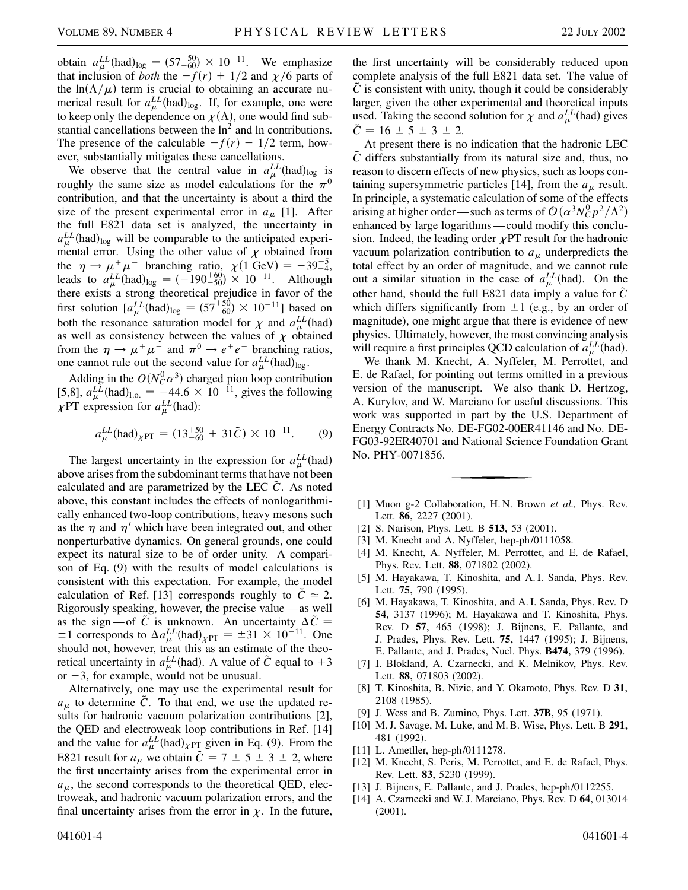obtain $a_\mu^{LL}(\text{had})_{\log} = (57^{+50}_{-60}) \times 10^{-11}$. We emphasize that inclusion of *both* the $-f(r) + 1/2$ and $\chi/6$ parts of the $\ln(\Lambda/\mu)$ term is crucial to obtaining an accurate numerical result for $a_\mu^{LL}(\text{had})_{\log}$. If, for example, one were to keep only the dependence on $\chi(\Lambda)$, one would find substantial cancellations between the $\ln^2$ and ln contributions. The presence of the calculable $-f(r) + 1/2$ term, however, substantially mitigates these cancellations.

We observe that the central value in $a_\mu^{LL}(\text{had})_{\log}$ is roughly the same size as model calculations for the $\pi^0$ contribution, and that the uncertainty is about a third the size of the present experimental error in $a_\mu$ [1]. After the full E821 data set is analyzed, the uncertainty in $a_\mu^{LL}(\text{had})_{\log}$ will be comparable to the anticipated experimental error. Using the other value of $\chi$ obtained from the $\eta \to \mu^+\mu^-$ branching ratio, $\chi(1\ \text{GeV}) = -39^{+5}_{-4}$, leads to $a_\mu^{LL}(\text{had})_{\log} = (-190^{+60}_{-50}) \times 10^{-11}$. Although there exists a strong theoretical prejudice in favor of the first solution $[a_\mu^{LL}(\text{had})_{\log} = (57^{+50}_{-60}) \times 10^{-11}]$ based on both the resonance saturation model for $\chi$ and $a_\mu^{LL}(\text{had})$ as well as consistency between the values of $\chi$ obtained from the $\eta \to \mu^+\mu^-$ and $\pi^0 \to e^+e^-$ branching ratios, one cannot rule out the second value for $a_\mu^{LL}(\text{had})_{\log}$.

Adding in the $O(N_C^0\alpha^3)$ charged pion loop contribution [5,8], $a_\mu^{LL}(\text{had})_{\text{l.o.}} = -44.6 \times 10^{-11}$, gives the following $\chi$PT expression for $a_\mu^{LL}(\text{had})$:

$$a_\mu^{LL}(\text{had})_{\chi\text{PT}} = (13^{+50}_{-60} + 31\tilde{C}) \times 10^{-11}. \qquad (9)$$

The largest uncertainty in the expression for $a_\mu^{LL}(\text{had})$ above arises from the subdominant terms that have not been calculated and are parametrized by the LEC $\tilde{C}$. As noted above, this constant includes the effects of nonlogarithmically enhanced two-loop contributions, heavy mesons such as the $\eta$ and $\eta'$ which have been integrated out, and other nonperturbative dynamics. On general grounds, one could expect its natural size to be of order unity. A comparison of Eq. (9) with the results of model calculations is consistent with this expectation. For example, the model calculation of Ref. [13] corresponds roughly to $\tilde{C} \simeq 2$. Rigorously speaking, however, the precise value—as well as the sign—of $\tilde{C}$ is unknown. An uncertainty $\Delta\tilde{C} = \pm 1$ corresponds to $\Delta a_\mu^{LL}(\text{had})_{\chi\text{PT}} = \pm 31 \times 10^{-11}$. One should not, however, treat this as an estimate of the theoretical uncertainty in $a_\mu^{LL}(\text{had})$. A value of $\tilde{C}$ equal to $+3$ or $-3$, for example, would not be unusual.

Alternatively, one may use the experimental result for $a_\mu$ to determine $\tilde{C}$. To that end, we use the updated results for hadronic vacuum polarization contributions [2], the QED and electroweak loop contributions in Ref. [14] and the value for $a_\mu^{LL}(\text{had})_{\chi\text{PT}}$ given in Eq. (9). From the E821 result for $a_\mu$ we obtain $\tilde{C} = 7 \pm 5 \pm 3 \pm 2$, where the first uncertainty arises from the experimental error in $a_\mu$, the second corresponds to the theoretical QED, electroweak, and hadronic vacuum polarization errors, and the final uncertainty arises from the error in $\chi$. In the future, the first uncertainty will be considerably reduced upon complete analysis of the full E821 data set. The value of $\tilde{C}$ is consistent with unity, though it could be considerably larger, given the other experimental and theoretical inputs used. Taking the second solution for $\chi$ and $a_\mu^{LL}(\text{had})$ gives $\tilde{C} = 16 \pm 5 \pm 3 \pm 2$.

At present there is no indication that the hadronic LEC $\tilde{C}$ differs substantially from its natural size and, thus, no reason to discern effects of new physics, such as loops containing supersymmetric particles [14], from the $a_\mu$ result. In principle, a systematic calculation of some of the effects arising at higher order—such as terms of $\mathcal{O}(\alpha^3 N_C^0 p^2/\Lambda^2)$ enhanced by large logarithms—could modify this conclusion. Indeed, the leading order $\chi$PT result for the hadronic vacuum polarization contribution to $a_\mu$ underpredicts the total effect by an order of magnitude, and we cannot rule out a similar situation in the case of $a_\mu^{LL}(\text{had})$. On the other hand, should the full E821 data imply a value for $\tilde{C}$ which differs significantly from $\pm 1$ (e.g., by an order of magnitude), one might argue that there is evidence of new physics. Ultimately, however, the most convincing analysis will require a first principles QCD calculation of $a_\mu^{LL}(\text{had})$.

We thank M. Knecht, A. Nyffeler, M. Perrottet, and E. de Rafael, for pointing out terms omitted in a previous version of the manuscript. We also thank D. Hertzog, A. Kurylov, and W. Marciano for useful discussions. This work was supported in part by the U.S. Department of Energy Contracts No. DE-FG02-00ER41146 and No. DE-FG03-92ER40701 and National Science Foundation Grant No. PHY-0071856.

---

[1] Muon g-2 Collaboration, H. N. Brown *et al.,* Phys. Rev. Lett. **86**, 2227 (2001).

[2] S. Narison, Phys. Lett. B **513**, 53 (2001).

[3] M. Knecht and A. Nyffeler, hep-ph/0111058.

[4] M. Knecht, A. Nyffeler, M. Perrottet, and E. de Rafael, Phys. Rev. Lett. **88**, 071802 (2002).

[5] M. Hayakawa, T. Kinoshita, and A. I. Sanda, Phys. Rev. Lett. **75**, 790 (1995).

[6] M. Hayakawa, T. Kinoshita, and A. I. Sanda, Phys. Rev. D **54**, 3137 (1996); M. Hayakawa and T. Kinoshita, Phys. Rev. D **57**, 465 (1998); J. Bijnens, E. Pallante, and J. Prades, Phys. Rev. Lett. **75**, 1447 (1995); J. Bijnens, E. Pallante, and J. Prades, Nucl. Phys. **B474**, 379 (1996).

[7] I. Blokland, A. Czarnecki, and K. Melnikov, Phys. Rev. Lett. **88**, 071803 (2002).

[8] T. Kinoshita, B. Nizic, and Y. Okamoto, Phys. Rev. D **31**, 2108 (1985).

[9] J. Wess and B. Zumino, Phys. Lett. **37B**, 95 (1971).

[10] M. J. Savage, M. Luke, and M. B. Wise, Phys. Lett. B **291**, 481 (1992).

[11] L. Ametller, hep-ph/0111278.

[12] M. Knecht, S. Peris, M. Perrottet, and E. de Rafael, Phys. Rev. Lett. **83**, 5230 (1999).

[13] J. Bijnens, E. Pallante, and J. Prades, hep-ph/0112255.

[14] A. Czarnecki and W. J. Marciano, Phys. Rev. D **64**, 013014 (2001).